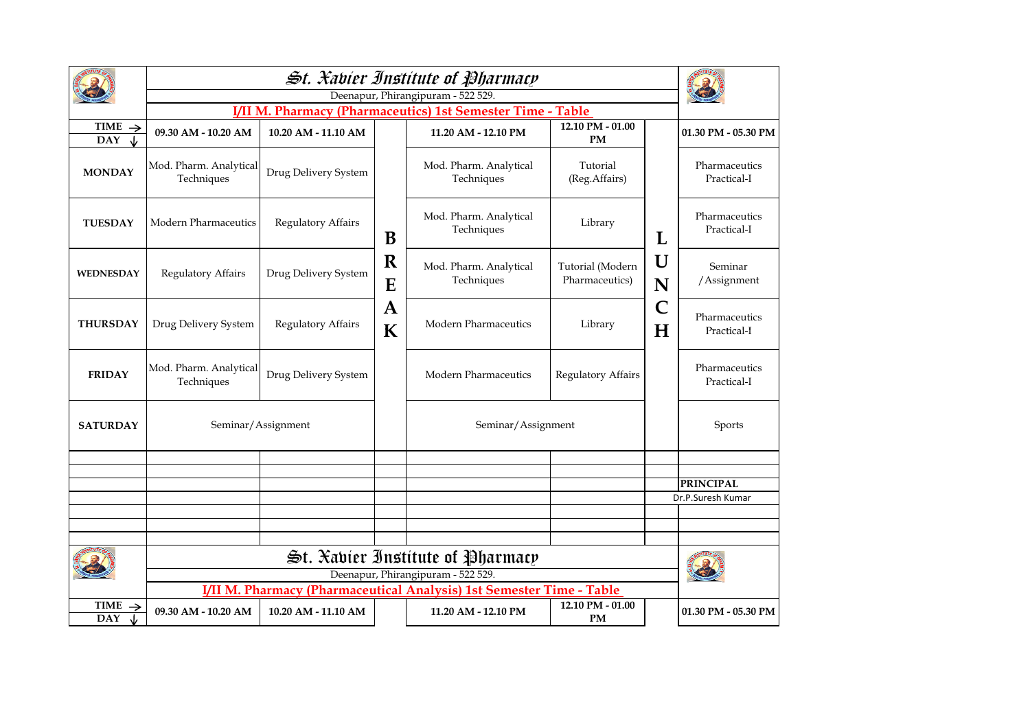# St. Xavier Institute of Pharmacy

Deenapur, Phirangipuram - 522 529.

## I/II M. Pharmacy (Pharmaceutics) 1st Semester Time - Table

| TIME → / DAY ↓ | 09.30 AM - 10.20 AM | 10.20 AM - 11.10 AM | | 11.20 AM - 12.10 PM | 12.10 PM - 01.00 PM | | 01.30 PM - 05.30 PM |
|---|---|---|---|---|---|---|---|
| MONDAY | Mod. Pharm. Analytical Techniques | Drug Delivery System | | Mod. Pharm. Analytical Techniques | Tutorial (Reg.Affairs) | | Pharmaceutics Practical-I |
| TUESDAY | Modern Pharmaceutics | Regulatory Affairs | B | Mod. Pharm. Analytical Techniques | Library | L | Pharmaceutics Practical-I |
| WEDNESDAY | Regulatory Affairs | Drug Delivery System | R E | Mod. Pharm. Analytical Techniques | Tutorial (Modern Pharmaceutics) | U N | Seminar /Assignment |
| THURSDAY | Drug Delivery System | Regulatory Affairs | A K | Modern Pharmaceutics | Library | C H | Pharmaceutics Practical-I |
| FRIDAY | Mod. Pharm. Analytical Techniques | Drug Delivery System | | Modern Pharmaceutics | Regulatory Affairs | | Pharmaceutics Practical-I |
| SATURDAY | Seminar/Assignment | | | Seminar/Assignment | | | Sports |

**PRINCIPAL**

Dr.P.Suresh Kumar

# St. Xavier Institute of Pharmacy

Deenapur, Phirangipuram - 522 529.

## I/II M. Pharmacy (Pharmaceutical Analysis) 1st Semester Time - Table

| TIME → / DAY ↓ | 09.30 AM - 10.20 AM | 10.20 AM - 11.10 AM | | 11.20 AM - 12.10 PM | 12.10 PM - 01.00 PM | | 01.30 PM - 05.30 PM |
|---|---|---|---|---|---|---|---|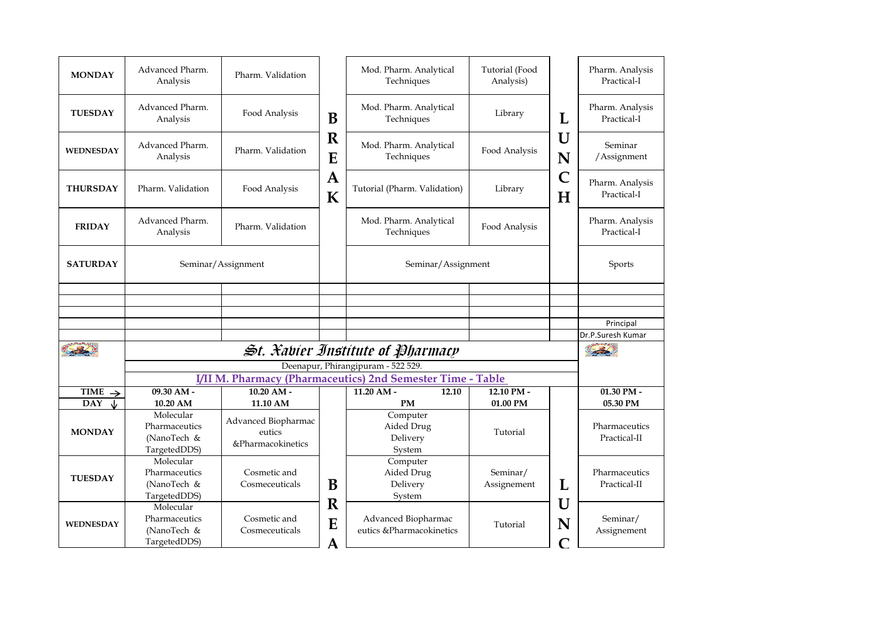| | | | | | | | |
|---|---|---|---|---|---|---|---|
| **MONDAY** | Advanced Pharm. Analysis | Pharm. Validation | **BREAK** | Mod. Pharm. Analytical Techniques | Tutorial (Food Analysis) | **LUNCH** | Pharm. Analysis Practical-I |
| **TUESDAY** | Advanced Pharm. Analysis | Food Analysis | | Mod. Pharm. Analytical Techniques | Library | | Pharm. Analysis Practical-I |
| **WEDNESDAY** | Advanced Pharm. Analysis | Pharm. Validation | | Mod. Pharm. Analytical Techniques | Food Analysis | | Seminar /Assignment |
| **THURSDAY** | Pharm. Validation | Food Analysis | | Tutorial (Pharm. Validation) | Library | | Pharm. Analysis Practical-I |
| **FRIDAY** | Advanced Pharm. Analysis | Pharm. Validation | | Mod. Pharm. Analytical Techniques | Food Analysis | | Pharm. Analysis Practical-I |
| **SATURDAY** | Seminar/Assignment | | | Seminar/Assignment | | | Sports |

Principal
Dr.P.Suresh Kumar

# *St. Xavier Institute of Pharmacy*

Deenapur, Phirangipuram - 522 529.

## I/II M. Pharmacy (Pharmaceutics) 2nd Semester Time - Table

| TIME → / DAY ↓ | 09.30 AM - 10.20 AM | 10.20 AM - 11.10 AM | | 11.20 AM - 12.10 PM | 12.10 PM - 01.00 PM | | 01.30 PM - 05.30 PM |
|---|---|---|---|---|---|---|---|
| **MONDAY** | Molecular Pharmaceutics (NanoTech & TargetedDDS) | Advanced Biopharmaceutics &Pharmacokinetics | **BREA** | Computer Aided Drug Delivery System | Tutorial | **LUNC** | Pharmaceutics Practical-II |
| **TUESDAY** | Molecular Pharmaceutics (NanoTech & TargetedDDS) | Cosmetic and Cosmeceuticals | | Computer Aided Drug Delivery System | Seminar/ Assignement | | Pharmaceutics Practical-II |
| **WEDNESDAY** | Molecular Pharmaceutics (NanoTech & TargetedDDS) | Cosmetic and Cosmeceuticals | | Advanced Biopharmaceutics &Pharmacokinetics | Tutorial | | Seminar/ Assignement |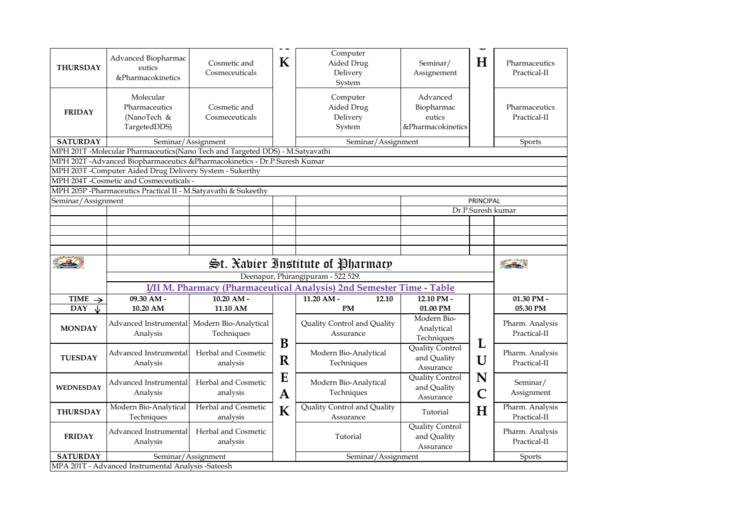| | | | | | | | |
|---|---|---|---|---|---|---|---|
| **THURSDAY** | Advanced Biopharmaceutics &Pharmacokinetics | Cosmetic and Cosmeceuticals | **K** | Computer Aided Drug Delivery System | Seminar/ Assignement | **H** | Pharmaceutics Practical-II |
| **FRIDAY** | Molecular Pharmaceutics (NanoTech & TargetedDDS) | Cosmetic and Cosmeceuticals | | Computer Aided Drug Delivery System | Advanced Biopharmaceutics &Pharmacokinetics | | Pharmaceutics Practical-II |
| **SATURDAY** | Seminar/Assignment | | | Seminar/Assignment | | | Sports |

MPH 201T -Molecular Pharmaceutics(Nano Tech and Targeted DDS) - M.Satyavathi

MPH 202T -Advanced Biopharmaceutics &Pharmacokinetics - Dr.P.Suresh Kumar

MPH 203T -Computer Aided Drug Delivery System - Sukerthy

MPH 204T -Cosmetic and Cosmeceuticals -

MPH 205P -Pharmaceutics Practical II - M.Satyavathi & Sukeethy

Seminar/Assignment

PRINCIPAL

Dr.P.Suresh kumar

# St. Xavier Institute of Pharmacy

Deenapur, Phirangipuram - 522 529.

## I/II M. Pharmacy (Pharmaceutical Analysis) 2nd Semester Time - Table

| TIME → DAY ↓ | 09.30 AM - 10.20 AM | 10.20 AM - 11.10 AM | | 11.20 AM - 12.10 PM | 12.10 PM - 01.00 PM | | 01.30 PM - 05.30 PM |
|---|---|---|---|---|---|---|---|
| **MONDAY** | Advanced Instrumental Analysis | Modern Bio-Analytical Techniques | | Quality Control and Quality Assurance | Modern Bio-Analytical Techniques | | Pharm. Analysis Practical-II |
| **TUESDAY** | Advanced Instrumental Analysis | Herbal and Cosmetic analysis | **B R E A K** | Modern Bio-Analytical Techniques | Quality Control and Quality Assurance | **L U N C H** | Pharm. Analysis Practical-II |
| **WEDNESDAY** | Advanced Instrumental Analysis | Herbal and Cosmetic analysis | | Modern Bio-Analytical Techniques | Quality Control and Quality Assurance | | Seminar/ Assignment |
| **THURSDAY** | Modern Bio-Analytical Techniques | Herbal and Cosmetic analysis | | Quality Control and Quality Assurance | Tutorial | | Pharm. Analysis Practical-II |
| **FRIDAY** | Advanced Instrumental Analysis | Herbal and Cosmetic analysis | | Tutorial | Quality Control and Quality Assurance | | Pharm. Analysis Practical-II |
| **SATURDAY** | Seminar/Assignment | | | Seminar/Assignment | | | Sports |

MPA 201T - Advanced Instrumental Analysis -Sateesh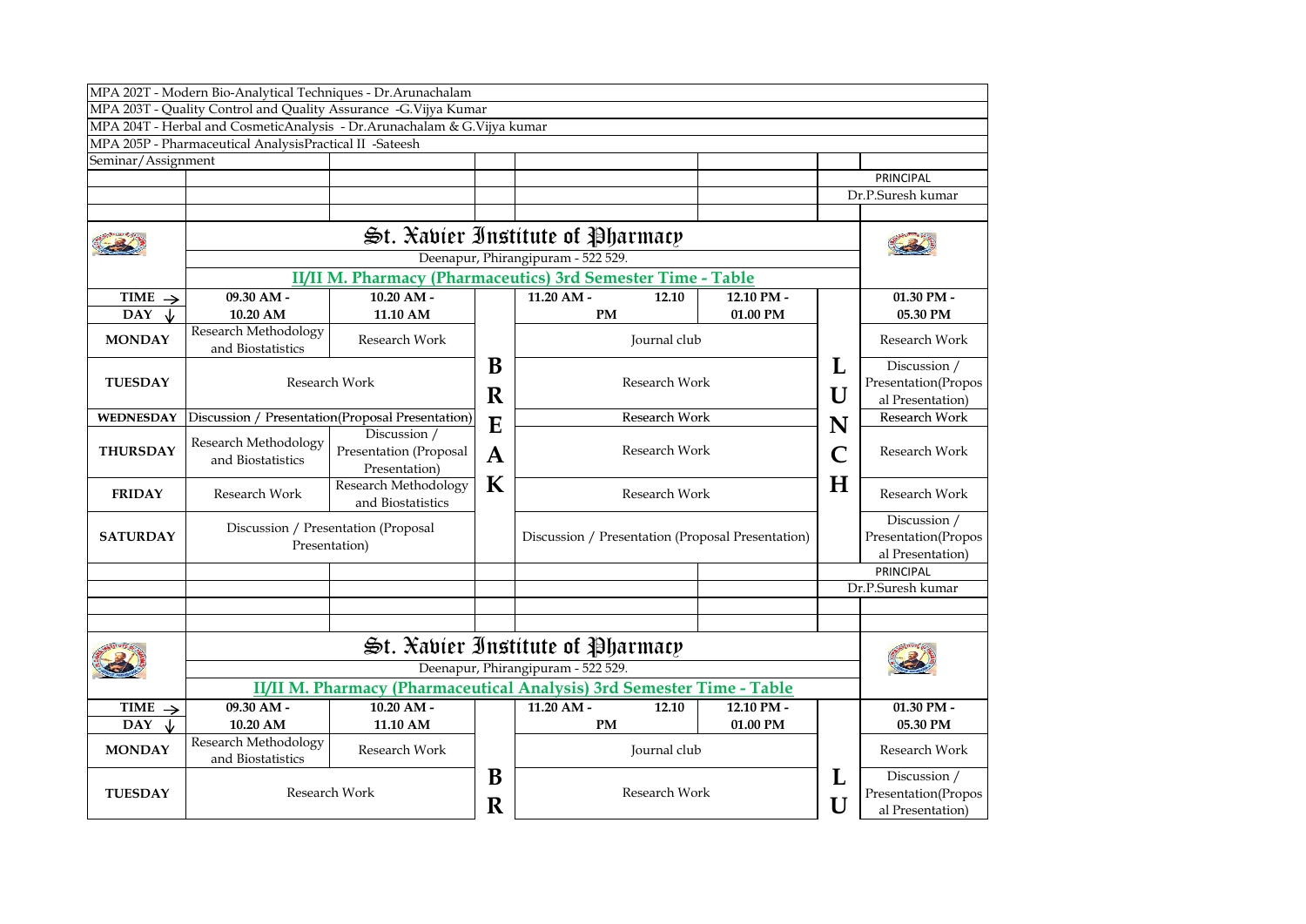MPA 202T - Modern Bio-Analytical Techniques - Dr.Arunachalam

MPA 203T - Quality Control and Quality Assurance -G.Vijya Kumar

MPA 204T - Herbal and CosmeticAnalysis - Dr.Arunachalam & G.Vijya kumar

MPA 205P - Pharmaceutical AnalysisPractical II -Sateesh

Seminar/Assignment

PRINCIPAL

Dr.P.Suresh kumar

# St. Xavier Institute of Pharmacy

Deenapur, Phirangipuram - 522 529.

## II/II M. Pharmacy (Pharmaceutics) 3rd Semester Time - Table

| TIME → / DAY ↓ | 09.30 AM - 10.20 AM | 10.20 AM - 11.10 AM | | 11.20 AM - 12.10 PM | 12.10 PM - 01.00 PM | | 01.30 PM - 05.30 PM |
|---|---|---|---|---|---|---|---|
| **MONDAY** | Research Methodology and Biostatistics | Research Work | B | Journal club | | L | Research Work |
| **TUESDAY** | Research Work | | R | Research Work | | U | Discussion / Presentation(Proposal Presentation) |
| **WEDNESDAY** | Discussion / Presentation(Proposal Presentation) | | E | Research Work | | N | Research Work |
| **THURSDAY** | Research Methodology and Biostatistics | Discussion / Presentation (Proposal Presentation) | A | Research Work | | C | Research Work |
| **FRIDAY** | Research Work | Research Methodology and Biostatistics | K | Research Work | | H | Research Work |
| **SATURDAY** | Discussion / Presentation (Proposal Presentation) | | | Discussion / Presentation (Proposal Presentation) | | | Discussion / Presentation(Proposal Presentation) |

PRINCIPAL

Dr.P.Suresh kumar

# St. Xavier Institute of Pharmacy

Deenapur, Phirangipuram - 522 529.

## II/II M. Pharmacy (Pharmaceutical Analysis) 3rd Semester Time - Table

| TIME → / DAY ↓ | 09.30 AM - 10.20 AM | 10.20 AM - 11.10 AM | | 11.20 AM - 12.10 PM | 12.10 PM - 01.00 PM | | 01.30 PM - 05.30 PM |
|---|---|---|---|---|---|---|---|
| **MONDAY** | Research Methodology and Biostatistics | Research Work | B | Journal club | | L | Research Work |
| **TUESDAY** | Research Work | | R | Research Work | | U | Discussion / Presentation(Proposal Presentation) |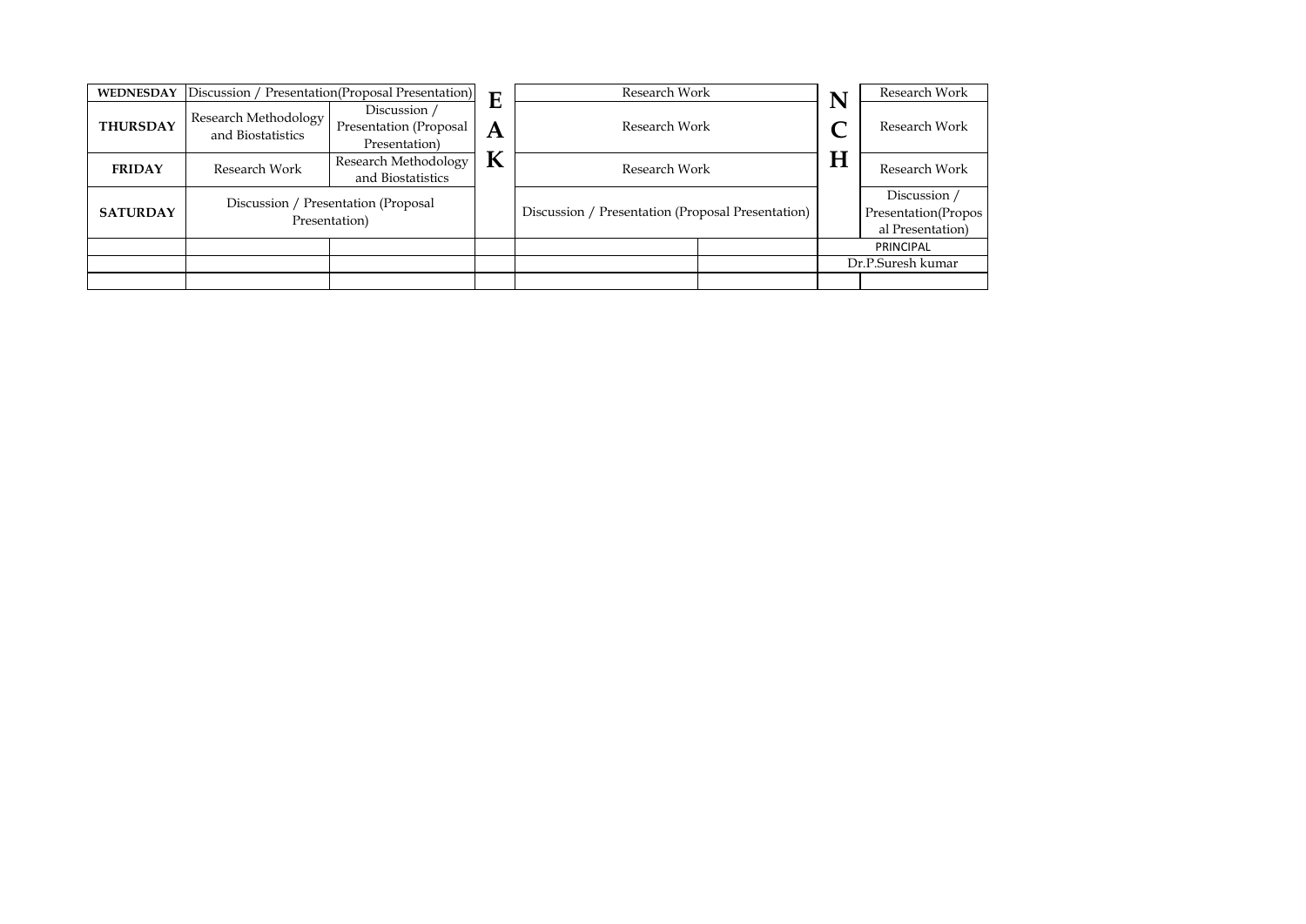| | | | | | | | |
|---|---|---|---|---|---|---|---|
| **WEDNESDAY** | Discussion / Presentation(Proposal Presentation) | | E | Research Work | | N | Research Work |
| **THURSDAY** | Research Methodology and Biostatistics | Discussion / Presentation (Proposal Presentation) | A | Research Work | | C | Research Work |
| **FRIDAY** | Research Work | Research Methodology and Biostatistics | K | Research Work | | H | Research Work |
| **SATURDAY** | Discussion / Presentation (Proposal Presentation) | | | Discussion / Presentation (Proposal Presentation) | | | Discussion / Presentation(Proposal Presentation) |
| | | | | | | PRINCIPAL | |
| | | | | | | Dr.P.Suresh kumar | |
| | | | | | | | |